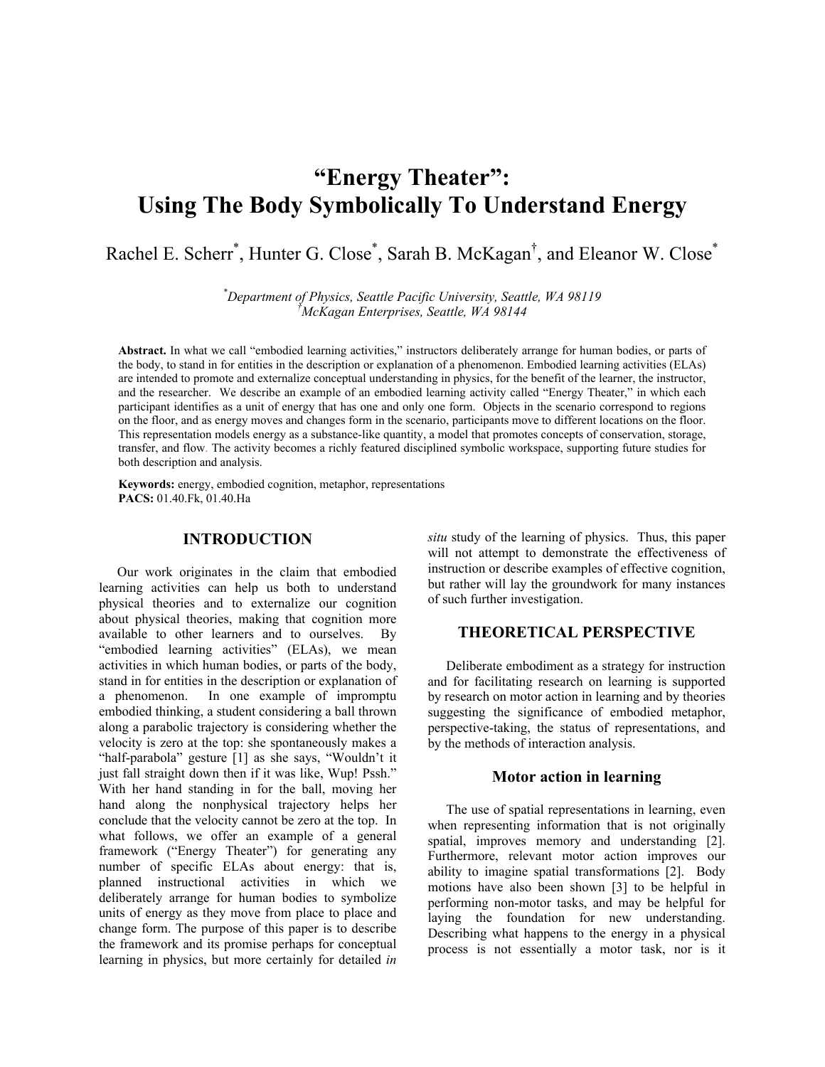# "Energy Theater": Using The Body Symbolically To Understand Energy

Rachel E. Scherr[*], Hunter G. Close[*], Sarah B. McKagan[†], and Eleanor W. Close[*]

[*]Department of Physics, Seattle Pacific University, Seattle, WA 98119
[†]McKagan Enterprises, Seattle, WA 98144

**Abstract.** In what we call "embodied learning activities," instructors deliberately arrange for human bodies, or parts of the body, to stand in for entities in the description or explanation of a phenomenon. Embodied learning activities (ELAs) are intended to promote and externalize conceptual understanding in physics, for the benefit of the learner, the instructor, and the researcher. We describe an example of an embodied learning activity called "Energy Theater," in which each participant identifies as a unit of energy that has one and only one form. Objects in the scenario correspond to regions on the floor, and as energy moves and changes form in the scenario, participants move to different locations on the floor. This representation models energy as a substance-like quantity, a model that promotes concepts of conservation, storage, transfer, and flow. The activity becomes a richly featured disciplined symbolic workspace, supporting future studies for both description and analysis.

**Keywords:** energy, embodied cognition, metaphor, representations
**PACS:** 01.40.Fk, 01.40.Ha

## INTRODUCTION

Our work originates in the claim that embodied learning activities can help us both to understand physical theories and to externalize our cognition about physical theories, making that cognition more available to other learners and to ourselves. By "embodied learning activities" (ELAs), we mean activities in which human bodies, or parts of the body, stand in for entities in the description or explanation of a phenomenon. In one example of impromptu embodied thinking, a student considering a ball thrown along a parabolic trajectory is considering whether the velocity is zero at the top: she spontaneously makes a "half-parabola" gesture [1] as she says, "Wouldn't it just fall straight down then if it was like, Wup! Pssh." With her hand standing in for the ball, moving her hand along the nonphysical trajectory helps her conclude that the velocity cannot be zero at the top. In what follows, we offer an example of a general framework ("Energy Theater") for generating any number of specific ELAs about energy: that is, planned instructional activities in which we deliberately arrange for human bodies to symbolize units of energy as they move from place to place and change form. The purpose of this paper is to describe the framework and its promise perhaps for conceptual learning in physics, but more certainly for detailed *in situ* study of the learning of physics. Thus, this paper will not attempt to demonstrate the effectiveness of instruction or describe examples of effective cognition, but rather will lay the groundwork for many instances of such further investigation.

## THEORETICAL PERSPECTIVE

Deliberate embodiment as a strategy for instruction and for facilitating research on learning is supported by research on motor action in learning and by theories suggesting the significance of embodied metaphor, perspective-taking, the status of representations, and by the methods of interaction analysis.

### Motor action in learning

The use of spatial representations in learning, even when representing information that is not originally spatial, improves memory and understanding [2]. Furthermore, relevant motor action improves our ability to imagine spatial transformations [2]. Body motions have also been shown [3] to be helpful in performing non-motor tasks, and may be helpful for laying the foundation for new understanding. Describing what happens to the energy in a physical process is not essentially a motor task, nor is it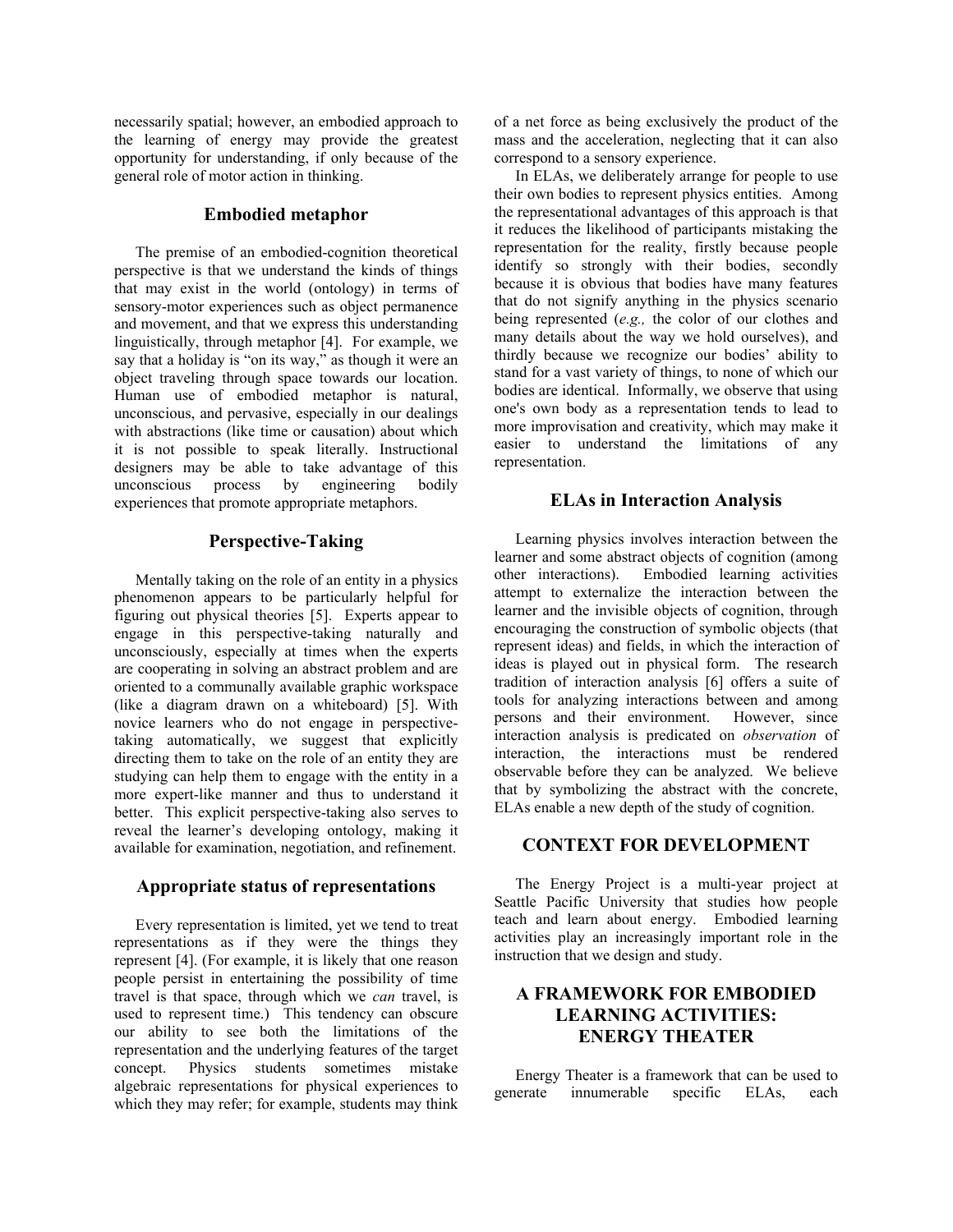necessarily spatial; however, an embodied approach to the learning of energy may provide the greatest opportunity for understanding, if only because of the general role of motor action in thinking.

### Embodied metaphor

The premise of an embodied-cognition theoretical perspective is that we understand the kinds of things that may exist in the world (ontology) in terms of sensory-motor experiences such as object permanence and movement, and that we express this understanding linguistically, through metaphor [4]. For example, we say that a holiday is "on its way," as though it were an object traveling through space towards our location. Human use of embodied metaphor is natural, unconscious, and pervasive, especially in our dealings with abstractions (like time or causation) about which it is not possible to speak literally. Instructional designers may be able to take advantage of this unconscious process by engineering bodily experiences that promote appropriate metaphors.

### Perspective-Taking

Mentally taking on the role of an entity in a physics phenomenon appears to be particularly helpful for figuring out physical theories [5]. Experts appear to engage in this perspective-taking naturally and unconsciously, especially at times when the experts are cooperating in solving an abstract problem and are oriented to a communally available graphic workspace (like a diagram drawn on a whiteboard) [5]. With novice learners who do not engage in perspective-taking automatically, we suggest that explicitly directing them to take on the role of an entity they are studying can help them to engage with the entity in a more expert-like manner and thus to understand it better. This explicit perspective-taking also serves to reveal the learner's developing ontology, making it available for examination, negotiation, and refinement.

### Appropriate status of representations

Every representation is limited, yet we tend to treat representations as if they were the things they represent [4]. (For example, it is likely that one reason people persist in entertaining the possibility of time travel is that space, through which we *can* travel, is used to represent time.) This tendency can obscure our ability to see both the limitations of the representation and the underlying features of the target concept. Physics students sometimes mistake algebraic representations for physical experiences to which they may refer; for example, students may think of a net force as being exclusively the product of the mass and the acceleration, neglecting that it can also correspond to a sensory experience.

In ELAs, we deliberately arrange for people to use their own bodies to represent physics entities. Among the representational advantages of this approach is that it reduces the likelihood of participants mistaking the representation for the reality, firstly because people identify so strongly with their bodies, secondly because it is obvious that bodies have many features that do not signify anything in the physics scenario being represented (*e.g.,* the color of our clothes and many details about the way we hold ourselves), and thirdly because we recognize our bodies' ability to stand for a vast variety of things, to none of which our bodies are identical. Informally, we observe that using one's own body as a representation tends to lead to more improvisation and creativity, which may make it easier to understand the limitations of any representation.

### ELAs in Interaction Analysis

Learning physics involves interaction between the learner and some abstract objects of cognition (among other interactions). Embodied learning activities attempt to externalize the interaction between the learner and the invisible objects of cognition, through encouraging the construction of symbolic objects (that represent ideas) and fields, in which the interaction of ideas is played out in physical form. The research tradition of interaction analysis [6] offers a suite of tools for analyzing interactions between and among persons and their environment. However, since interaction analysis is predicated on *observation* of interaction, the interactions must be rendered observable before they can be analyzed. We believe that by symbolizing the abstract with the concrete, ELAs enable a new depth of the study of cognition.

## CONTEXT FOR DEVELOPMENT

The Energy Project is a multi-year project at Seattle Pacific University that studies how people teach and learn about energy. Embodied learning activities play an increasingly important role in the instruction that we design and study.

## A FRAMEWORK FOR EMBODIED LEARNING ACTIVITIES: ENERGY THEATER

Energy Theater is a framework that can be used to generate innumerable specific ELAs, each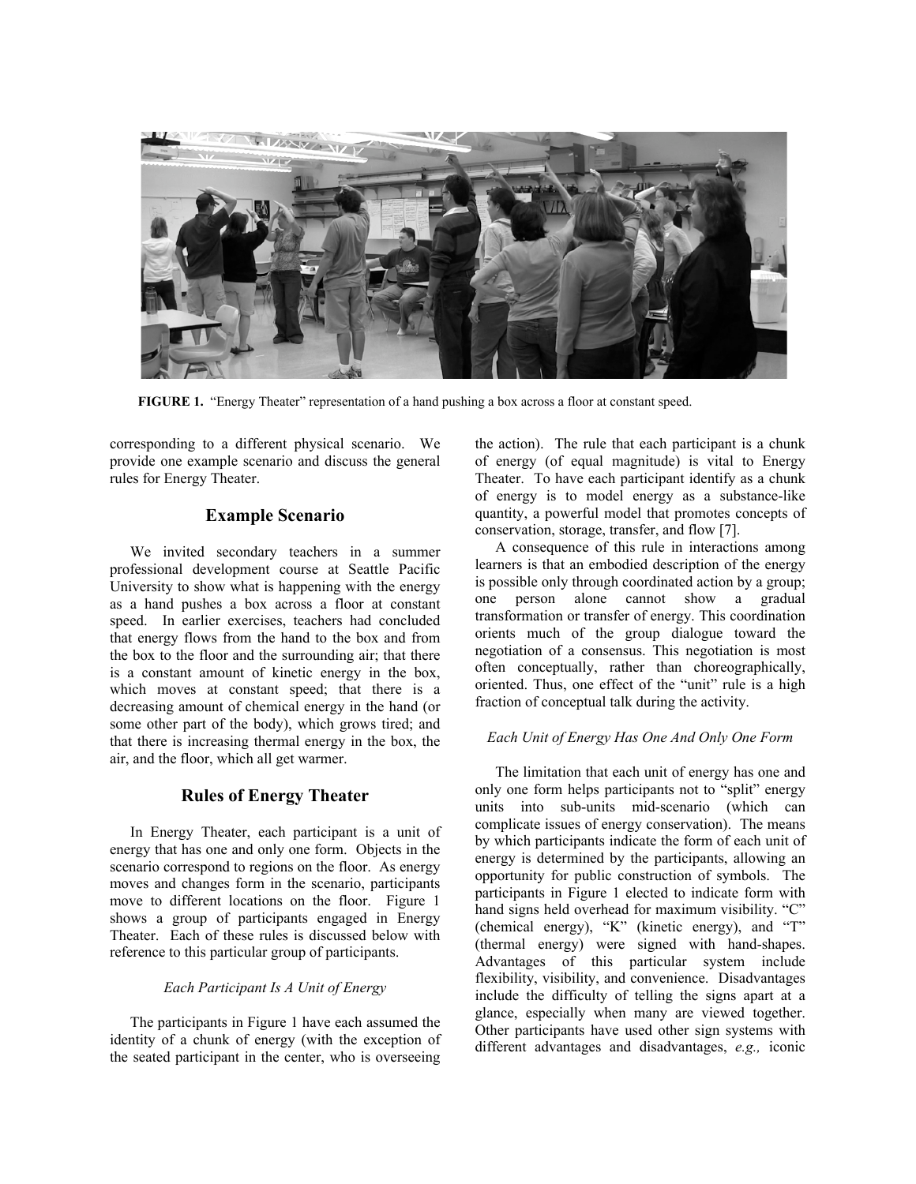FIGURE 1. "Energy Theater" representation of a hand pushing a box across a floor at constant speed.

corresponding to a different physical scenario. We provide one example scenario and discuss the general rules for Energy Theater.

## Example Scenario

We invited secondary teachers in a summer professional development course at Seattle Pacific University to show what is happening with the energy as a hand pushes a box across a floor at constant speed. In earlier exercises, teachers had concluded that energy flows from the hand to the box and from the box to the floor and the surrounding air; that there is a constant amount of kinetic energy in the box, which moves at constant speed; that there is a decreasing amount of chemical energy in the hand (or some other part of the body), which grows tired; and that there is increasing thermal energy in the box, the air, and the floor, which all get warmer.

## Rules of Energy Theater

In Energy Theater, each participant is a unit of energy that has one and only one form. Objects in the scenario correspond to regions on the floor. As energy moves and changes form in the scenario, participants move to different locations on the floor. Figure 1 shows a group of participants engaged in Energy Theater. Each of these rules is discussed below with reference to this particular group of participants.

### *Each Participant Is A Unit of Energy*

The participants in Figure 1 have each assumed the identity of a chunk of energy (with the exception of the seated participant in the center, who is overseeing the action). The rule that each participant is a chunk of energy (of equal magnitude) is vital to Energy Theater. To have each participant identify as a chunk of energy is to model energy as a substance-like quantity, a powerful model that promotes concepts of conservation, storage, transfer, and flow [7].

A consequence of this rule in interactions among learners is that an embodied description of the energy is possible only through coordinated action by a group; one person alone cannot show a gradual transformation or transfer of energy. This coordination orients much of the group dialogue toward the negotiation of a consensus. This negotiation is most often conceptually, rather than choreographically, oriented. Thus, one effect of the "unit" rule is a high fraction of conceptual talk during the activity.

### *Each Unit of Energy Has One And Only One Form*

The limitation that each unit of energy has one and only one form helps participants not to "split" energy units into sub-units mid-scenario (which can complicate issues of energy conservation). The means by which participants indicate the form of each unit of energy is determined by the participants, allowing an opportunity for public construction of symbols. The participants in Figure 1 elected to indicate form with hand signs held overhead for maximum visibility. "C" (chemical energy), "K" (kinetic energy), and "T" (thermal energy) were signed with hand-shapes. Advantages of this particular system include flexibility, visibility, and convenience. Disadvantages include the difficulty of telling the signs apart at a glance, especially when many are viewed together. Other participants have used other sign systems with different advantages and disadvantages, *e.g.,* iconic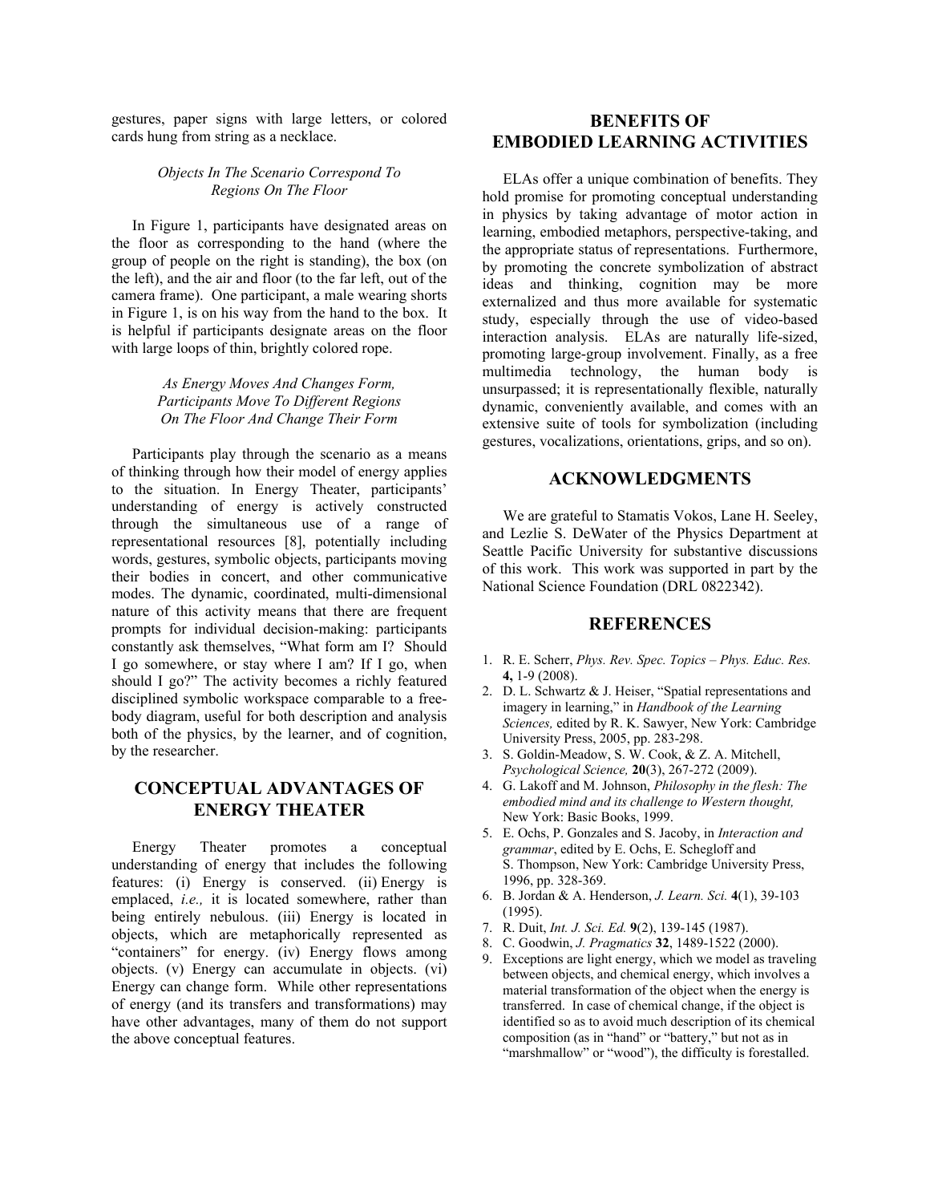gestures, paper signs with large letters, or colored cards hung from string as a necklace.

### *Objects In The Scenario Correspond To Regions On The Floor*

In Figure 1, participants have designated areas on the floor as corresponding to the hand (where the group of people on the right is standing), the box (on the left), and the air and floor (to the far left, out of the camera frame). One participant, a male wearing shorts in Figure 1, is on his way from the hand to the box. It is helpful if participants designate areas on the floor with large loops of thin, brightly colored rope.

### *As Energy Moves And Changes Form, Participants Move To Different Regions On The Floor And Change Their Form*

Participants play through the scenario as a means of thinking through how their model of energy applies to the situation. In Energy Theater, participants' understanding of energy is actively constructed through the simultaneous use of a range of representational resources [8], potentially including words, gestures, symbolic objects, participants moving their bodies in concert, and other communicative modes. The dynamic, coordinated, multi-dimensional nature of this activity means that there are frequent prompts for individual decision-making: participants constantly ask themselves, "What form am I? Should I go somewhere, or stay where I am? If I go, when should I go?" The activity becomes a richly featured disciplined symbolic workspace comparable to a free-body diagram, useful for both description and analysis both of the physics, by the learner, and of cognition, by the researcher.

## CONCEPTUAL ADVANTAGES OF ENERGY THEATER

Energy Theater promotes a conceptual understanding of energy that includes the following features: (i) Energy is conserved. (ii) Energy is emplaced, *i.e.,* it is located somewhere, rather than being entirely nebulous. (iii) Energy is located in objects, which are metaphorically represented as "containers" for energy. (iv) Energy flows among objects. (v) Energy can accumulate in objects. (vi) Energy can change form. While other representations of energy (and its transfers and transformations) may have other advantages, many of them do not support the above conceptual features.

## BENEFITS OF EMBODIED LEARNING ACTIVITIES

ELAs offer a unique combination of benefits. They hold promise for promoting conceptual understanding in physics by taking advantage of motor action in learning, embodied metaphors, perspective-taking, and the appropriate status of representations. Furthermore, by promoting the concrete symbolization of abstract ideas and thinking, cognition may be more externalized and thus more available for systematic study, especially through the use of video-based interaction analysis. ELAs are naturally life-sized, promoting large-group involvement. Finally, as a free multimedia technology, the human body is unsurpassed; it is representationally flexible, naturally dynamic, conveniently available, and comes with an extensive suite of tools for symbolization (including gestures, vocalizations, orientations, grips, and so on).

## ACKNOWLEDGMENTS

We are grateful to Stamatis Vokos, Lane H. Seeley, and Lezlie S. DeWater of the Physics Department at Seattle Pacific University for substantive discussions of this work. This work was supported in part by the National Science Foundation (DRL 0822342).

## REFERENCES

1. R. E. Scherr, *Phys. Rev. Spec. Topics – Phys. Educ. Res.* **4,** 1-9 (2008).
2. D. L. Schwartz & J. Heiser, "Spatial representations and imagery in learning," in *Handbook of the Learning Sciences,* edited by R. K. Sawyer, New York: Cambridge University Press, 2005, pp. 283-298.
3. S. Goldin-Meadow, S. W. Cook, & Z. A. Mitchell, *Psychological Science,* **20**(3), 267-272 (2009).
4. G. Lakoff and M. Johnson, *Philosophy in the flesh: The embodied mind and its challenge to Western thought,* New York: Basic Books, 1999.
5. E. Ochs, P. Gonzales and S. Jacoby, in *Interaction and grammar*, edited by E. Ochs, E. Schegloff and S. Thompson, New York: Cambridge University Press, 1996, pp. 328-369.
6. B. Jordan & A. Henderson, *J. Learn. Sci.* **4**(1), 39-103 (1995).
7. R. Duit, *Int. J. Sci. Ed.* **9**(2), 139-145 (1987).
8. C. Goodwin, *J. Pragmatics* **32**, 1489-1522 (2000).
9. Exceptions are light energy, which we model as traveling between objects, and chemical energy, which involves a material transformation of the object when the energy is transferred. In case of chemical change, if the object is identified so as to avoid much description of its chemical composition (as in "hand" or "battery," but not as in "marshmallow" or "wood"), the difficulty is forestalled.